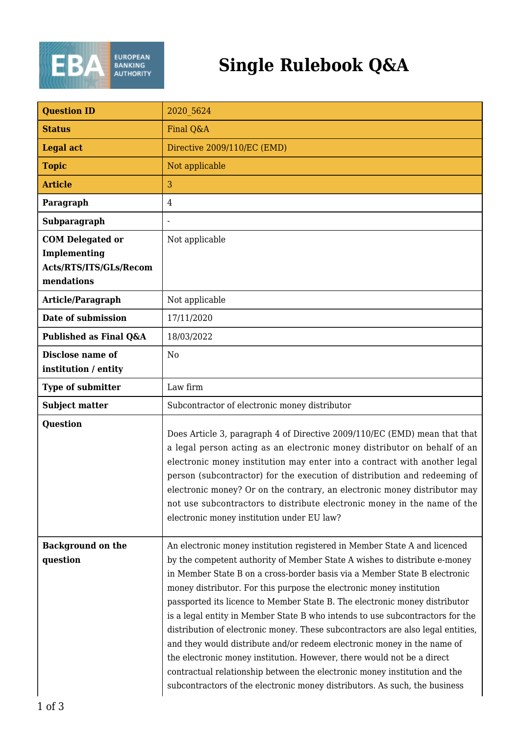# Single Rulebook Q&A

| | |
|---|---|
| **Question ID** | 2020_5624 |
| **Status** | Final Q&A |
| **Legal act** | Directive 2009/110/EC (EMD) |
| **Topic** | Not applicable |
| **Article** | 3 |
| **Paragraph** | 4 |
| **Subparagraph** | - |
| **COM Delegated or Implementing Acts/RTS/ITS/GLs/Recommendations** | Not applicable |
| **Article/Paragraph** | Not applicable |
| **Date of submission** | 17/11/2020 |
| **Published as Final Q&A** | 18/03/2022 |
| **Disclose name of institution / entity** | No |
| **Type of submitter** | Law firm |
| **Subject matter** | Subcontractor of electronic money distributor |
| **Question** | Does Article 3, paragraph 4 of Directive 2009/110/EC (EMD) mean that that a legal person acting as an electronic money distributor on behalf of an electronic money institution may enter into a contract with another legal person (subcontractor) for the execution of distribution and redeeming of electronic money? Or on the contrary, an electronic money distributor may not use subcontractors to distribute electronic money in the name of the electronic money institution under EU law? |
| **Background on the question** | An electronic money institution registered in Member State A and licenced by the competent authority of Member State A wishes to distribute e-money in Member State B on a cross-border basis via a Member State B electronic money distributor. For this purpose the electronic money institution passported its licence to Member State B. The electronic money distributor is a legal entity in Member State B who intends to use subcontractors for the distribution of electronic money. These subcontractors are also legal entities, and they would distribute and/or redeem electronic money in the name of the electronic money institution. However, there would not be a direct contractual relationship between the electronic money institution and the subcontractors of the electronic money distributors. As such, the business |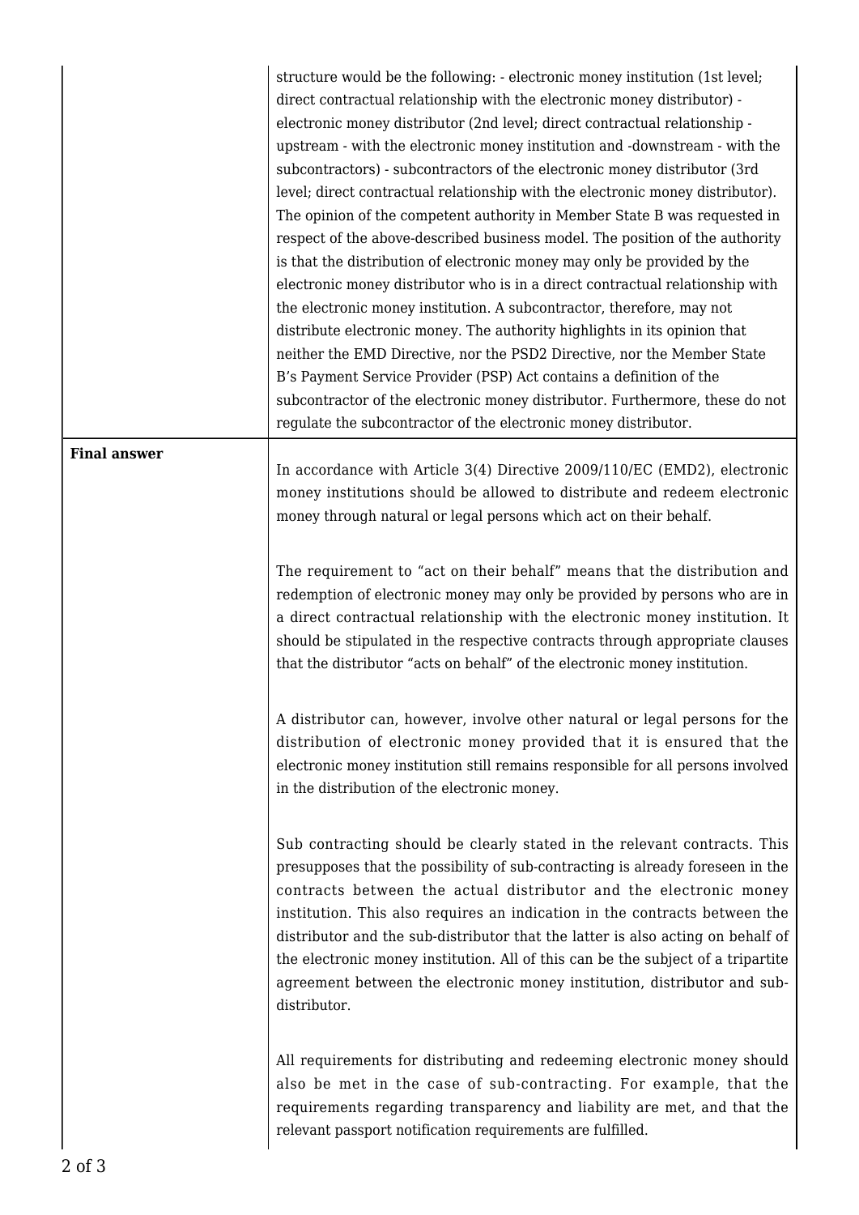| | |
|---|---|
| | structure would be the following: - electronic money institution (1st level; direct contractual relationship with the electronic money distributor) - electronic money distributor (2nd level; direct contractual relationship - upstream - with the electronic money institution and -downstream - with the subcontractors) - subcontractors of the electronic money distributor (3rd level; direct contractual relationship with the electronic money distributor). The opinion of the competent authority in Member State B was requested in respect of the above-described business model. The position of the authority is that the distribution of electronic money may only be provided by the electronic money distributor who is in a direct contractual relationship with the electronic money institution. A subcontractor, therefore, may not distribute electronic money. The authority highlights in its opinion that neither the EMD Directive, nor the PSD2 Directive, nor the Member State B's Payment Service Provider (PSP) Act contains a definition of the subcontractor of the electronic money distributor. Furthermore, these do not regulate the subcontractor of the electronic money distributor. |
| **Final answer** | In accordance with Article 3(4) Directive 2009/110/EC (EMD2), electronic money institutions should be allowed to distribute and redeem electronic money through natural or legal persons which act on their behalf.<br><br>The requirement to "act on their behalf" means that the distribution and redemption of electronic money may only be provided by persons who are in a direct contractual relationship with the electronic money institution. It should be stipulated in the respective contracts through appropriate clauses that the distributor "acts on behalf" of the electronic money institution.<br><br>A distributor can, however, involve other natural or legal persons for the distribution of electronic money provided that it is ensured that the electronic money institution still remains responsible for all persons involved in the distribution of the electronic money.<br><br>Sub contracting should be clearly stated in the relevant contracts. This presupposes that the possibility of sub-contracting is already foreseen in the contracts between the actual distributor and the electronic money institution. This also requires an indication in the contracts between the distributor and the sub-distributor that the latter is also acting on behalf of the electronic money institution. All of this can be the subject of a tripartite agreement between the electronic money institution, distributor and sub-distributor.<br><br>All requirements for distributing and redeeming electronic money should also be met in the case of sub-contracting. For example, that the requirements regarding transparency and liability are met, and that the relevant passport notification requirements are fulfilled. |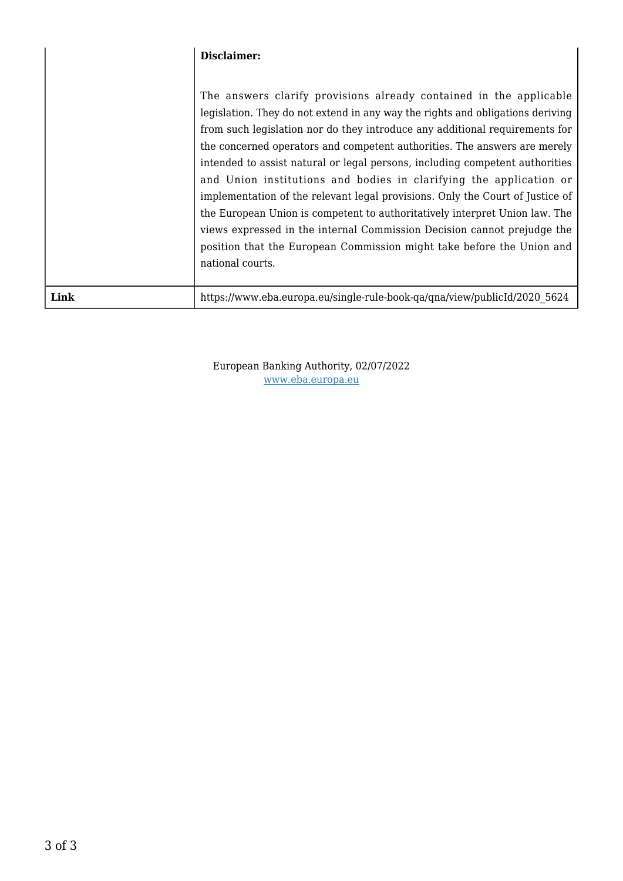| | |
|---|---|
| | **Disclaimer:**<br><br>The answers clarify provisions already contained in the applicable legislation. They do not extend in any way the rights and obligations deriving from such legislation nor do they introduce any additional requirements for the concerned operators and competent authorities. The answers are merely intended to assist natural or legal persons, including competent authorities and Union institutions and bodies in clarifying the application or implementation of the relevant legal provisions. Only the Court of Justice of the European Union is competent to authoritatively interpret Union law. The views expressed in the internal Commission Decision cannot prejudge the position that the European Commission might take before the Union and national courts. |
| **Link** | https://www.eba.europa.eu/single-rule-book-qa/qna/view/publicId/2020_5624 |

European Banking Authority, 02/07/2022
www.eba.europa.eu